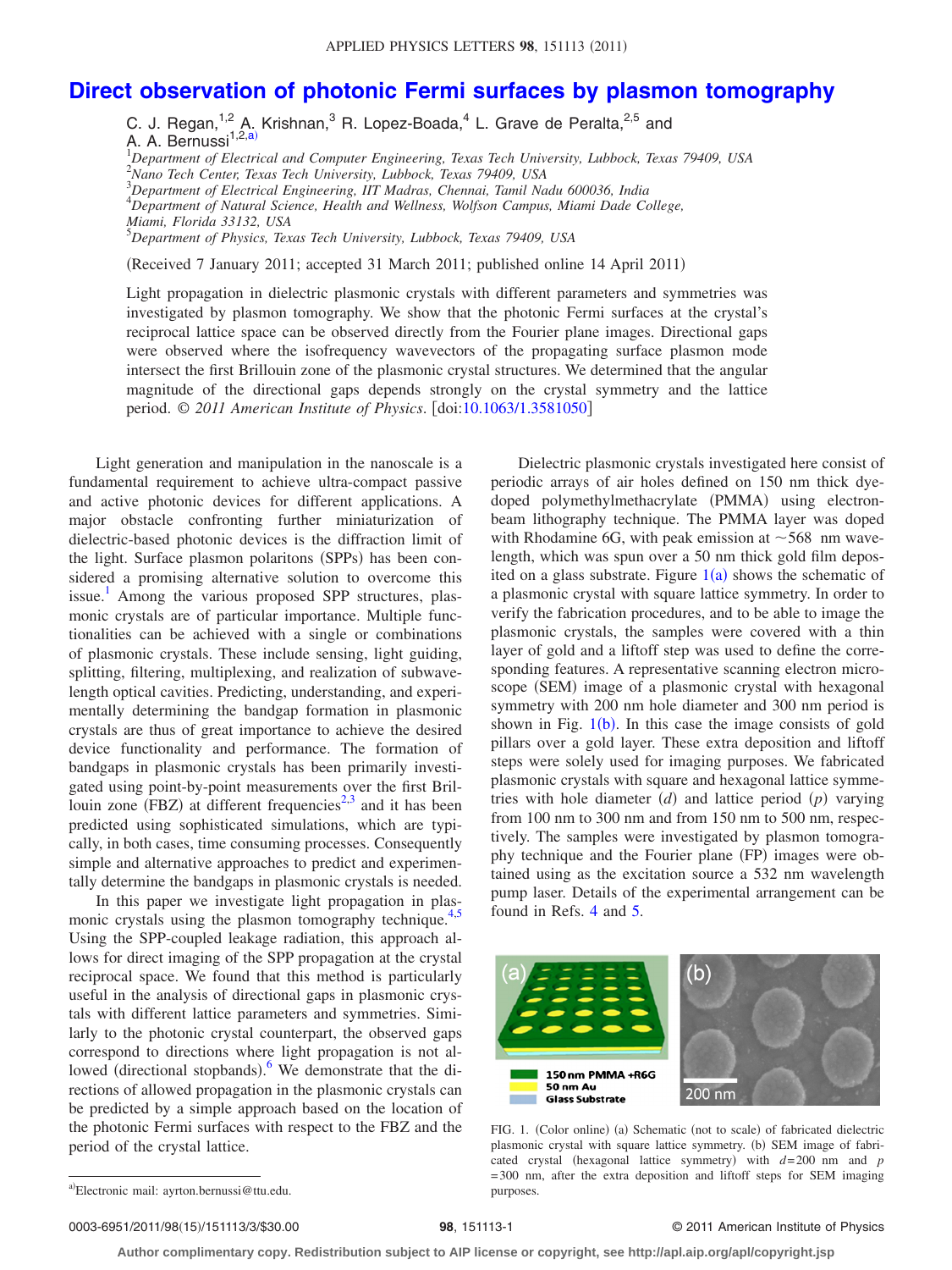# Direct observation of photonic Fermi surfaces by plasmon tomography

C. J. Regan,[1,2] A. Krishnan,[3] R. Lopez-Boada,[4] L. Grave de Peralta,[2,5] and A. A. Bernussi[1,2,a)]

[1]Department of Electrical and Computer Engineering, Texas Tech University, Lubbock, Texas 79409, USA
[2]Nano Tech Center, Texas Tech University, Lubbock, Texas 79409, USA
[3]Department of Electrical Engineering, IIT Madras, Chennai, Tamil Nadu 600036, India
[4]Department of Natural Science, Health and Wellness, Wolfson Campus, Miami Dade College, Miami, Florida 33132, USA
[5]Department of Physics, Texas Tech University, Lubbock, Texas 79409, USA

(Received 7 January 2011; accepted 31 March 2011; published online 14 April 2011)

Light propagation in dielectric plasmonic crystals with different parameters and symmetries was investigated by plasmon tomography. We show that the photonic Fermi surfaces at the crystal's reciprocal lattice space can be observed directly from the Fourier plane images. Directional gaps were observed where the isofrequency wavevectors of the propagating surface plasmon mode intersect the first Brillouin zone of the plasmonic crystal structures. We determined that the angular magnitude of the directional gaps depends strongly on the crystal symmetry and the lattice period. © *2011 American Institute of Physics*. [doi:10.1063/1.3581050]

Light generation and manipulation in the nanoscale is a fundamental requirement to achieve ultra-compact passive and active photonic devices for different applications. A major obstacle confronting further miniaturization of dielectric-based photonic devices is the diffraction limit of the light. Surface plasmon polaritons (SPPs) has been considered a promising alternative solution to overcome this issue.[1] Among the various proposed SPP structures, plasmonic crystals are of particular importance. Multiple functionalities can be achieved with a single or combinations of plasmonic crystals. These include sensing, light guiding, splitting, filtering, multiplexing, and realization of subwavelength optical cavities. Predicting, understanding, and experimentally determining the bandgap formation in plasmonic crystals are thus of great importance to achieve the desired device functionality and performance. The formation of bandgaps in plasmonic crystals has been primarily investigated using point-by-point measurements over the first Brillouin zone (FBZ) at different frequencies[2,3] and it has been predicted using sophisticated simulations, which are typically, in both cases, time consuming processes. Consequently simple and alternative approaches to predict and experimentally determine the bandgaps in plasmonic crystals is needed.

In this paper we investigate light propagation in plasmonic crystals using the plasmon tomography technique.[4,5] Using the SPP-coupled leakage radiation, this approach allows for direct imaging of the SPP propagation at the crystal reciprocal space. We found that this method is particularly useful in the analysis of directional gaps in plasmonic crystals with different lattice parameters and symmetries. Similarly to the photonic crystal counterpart, the observed gaps correspond to directions where light propagation is not allowed (directional stopbands).[6] We demonstrate that the directions of allowed propagation in the plasmonic crystals can be predicted by a simple approach based on the location of the photonic Fermi surfaces with respect to the FBZ and the period of the crystal lattice.

Dielectric plasmonic crystals investigated here consist of periodic arrays of air holes defined on 150 nm thick dye-doped polymethylmethacrylate (PMMA) using electron-beam lithography technique. The PMMA layer was doped with Rhodamine 6G, with peak emission at ~568 nm wavelength, which was spun over a 50 nm thick gold film deposited on a glass substrate. Figure 1(a) shows the schematic of a plasmonic crystal with square lattice symmetry. In order to verify the fabrication procedures, and to be able to image the plasmonic crystals, the samples were covered with a thin layer of gold and a liftoff step was used to define the corresponding features. A representative scanning electron microscope (SEM) image of a plasmonic crystal with hexagonal symmetry with 200 nm hole diameter and 300 nm period is shown in Fig. 1(b). In this case the image consists of gold pillars over a gold layer. These extra deposition and liftoff steps were solely used for imaging purposes. We fabricated plasmonic crystals with square and hexagonal lattice symmetries with hole diameter ($d$) and lattice period ($p$) varying from 100 nm to 300 nm and from 150 nm to 500 nm, respectively. The samples were investigated by plasmon tomography technique and the Fourier plane (FP) images were obtained using as the excitation source a 532 nm wavelength pump laser. Details of the experimental arrangement can be found in Refs. 4 and 5.

FIG. 1. (Color online) (a) Schematic (not to scale) of fabricated dielectric plasmonic crystal with square lattice symmetry. (b) SEM image of fabricated crystal (hexagonal lattice symmetry) with $d=200$ nm and $p=300$ nm, after the extra deposition and liftoff steps for SEM imaging purposes.

[a)]Electronic mail: ayrton.bernussi@ttu.edu.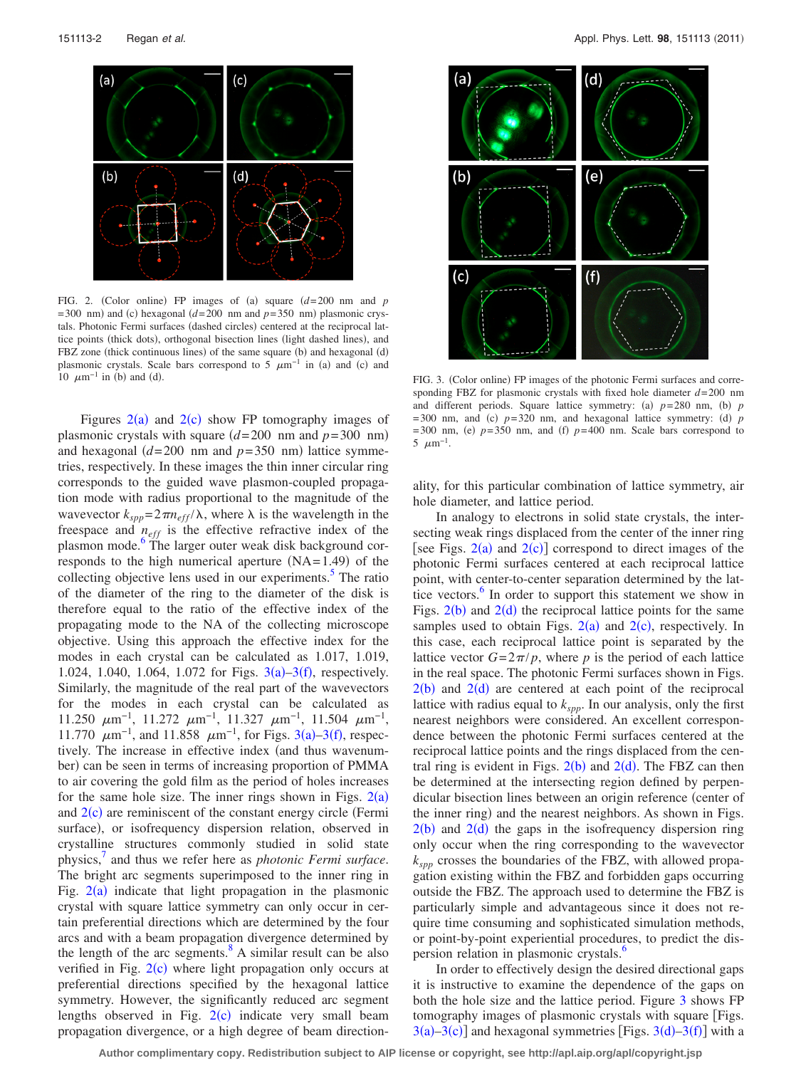FIG. 2. (Color online) FP images of (a) square ($d$=200 nm and $p$=300 nm) and (c) hexagonal ($d$=200 nm and $p$=350 nm) plasmonic crystals. Photonic Fermi surfaces (dashed circles) centered at the reciprocal lattice points (thick dots), orthogonal bisection lines (light dashed lines), and FBZ zone (thick continuous lines) of the same square (b) and hexagonal (d) plasmonic crystals. Scale bars correspond to 5 $\mu m^{-1}$ in (a) and (c) and 10 $\mu m^{-1}$ in (b) and (d).

Figures 2(a) and 2(c) show FP tomography images of plasmonic crystals with square ($d$=200 nm and $p$=300 nm) and hexagonal ($d$=200 nm and $p$=350 nm) lattice symmetries, respectively. In these images the thin inner circular ring corresponds to the guided wave plasmon-coupled propagation mode with radius proportional to the magnitude of the wavevector $k_{spp}=2\pi n_{eff}/\lambda$, where $\lambda$ is the wavelength in the freespace and $n_{eff}$ is the effective refractive index of the plasmon mode.[6] The larger outer weak disk background corresponds to the high numerical aperture (NA=1.49) of the collecting objective lens used in our experiments.[5] The ratio of the diameter of the ring to the diameter of the disk is therefore equal to the ratio of the effective index of the propagating mode to the NA of the collecting microscope objective. Using this approach the effective index for the modes in each crystal can be calculated as 1.017, 1.019, 1.024, 1.040, 1.064, 1.072 for Figs. 3(a)–3(f), respectively. Similarly, the magnitude of the real part of the wavevectors for the modes in each crystal can be calculated as 11.250 $\mu m^{-1}$, 11.272 $\mu m^{-1}$, 11.327 $\mu m^{-1}$, 11.504 $\mu m^{-1}$, 11.770 $\mu m^{-1}$, and 11.858 $\mu m^{-1}$, for Figs. 3(a)–3(f), respectively. The increase in effective index (and thus wavenumber) can be seen in terms of increasing proportion of PMMA to air covering the gold film as the period of holes increases for the same hole size. The inner rings shown in Figs. 2(a) and 2(c) are reminiscent of the constant energy circle (Fermi surface), or isofrequency dispersion relation, observed in crystalline structures commonly studied in solid state physics,[7] and thus we refer here as *photonic Fermi surface*. The bright arc segments superimposed to the inner ring in Fig. 2(a) indicate that light propagation in the plasmonic crystal with square lattice symmetry can only occur in certain preferential directions which are determined by the four arcs and with a beam propagation divergence determined by the length of the arc segments.[8] A similar result can be also verified in Fig. 2(c) where light propagation only occurs at preferential directions specified by the hexagonal lattice symmetry. However, the significantly reduced arc segment lengths observed in Fig. 2(c) indicate very small beam propagation divergence, or a high degree of beam directionality, for this particular combination of lattice symmetry, air hole diameter, and lattice period.

FIG. 3. (Color online) FP images of the photonic Fermi surfaces and corresponding FBZ for plasmonic crystals with fixed hole diameter $d$=200 nm and different periods. Square lattice symmetry: (a) $p$=280 nm, (b) $p$=300 nm, and (c) $p$=320 nm, and hexagonal lattice symmetry: (d) $p$=300 nm, (e) $p$=350 nm, and (f) $p$=400 nm. Scale bars correspond to 5 $\mu m^{-1}$.

In analogy to electrons in solid state crystals, the intersecting weak rings displaced from the center of the inner ring [see Figs. 2(a) and 2(c)] correspond to direct images of the photonic Fermi surfaces centered at each reciprocal lattice point, with center-to-center separation determined by the lattice vectors.[6] In order to support this statement we show in Figs. 2(b) and 2(d) the reciprocal lattice points for the same samples used to obtain Figs. 2(a) and 2(c), respectively. In this case, each reciprocal lattice point is separated by the lattice vector $G=2\pi/p$, where $p$ is the period of each lattice in the real space. The photonic Fermi surfaces shown in Figs. 2(b) and 2(d) are centered at each point of the reciprocal lattice with radius equal to $k_{spp}$. In our analysis, only the first nearest neighbors were considered. An excellent correspondence between the photonic Fermi surfaces centered at the reciprocal lattice points and the rings displaced from the central ring is evident in Figs. 2(b) and 2(d). The FBZ can then be determined at the intersecting region defined by perpendicular bisection lines between an origin reference (center of the inner ring) and the nearest neighbors. As shown in Figs. 2(b) and 2(d) the gaps in the isofrequency dispersion ring only occur when the ring corresponding to the wavevector $k_{spp}$ crosses the boundaries of the FBZ, with allowed propagation existing within the FBZ and forbidden gaps occurring outside the FBZ. The approach used to determine the FBZ is particularly simple and advantageous since it does not require time consuming and sophisticated simulation methods, or point-by-point experiential procedures, to predict the dispersion relation in plasmonic crystals.[6]

In order to effectively design the desired directional gaps it is instructive to examine the dependence of the gaps on both the hole size and the lattice period. Figure 3 shows FP tomography images of plasmonic crystals with square [Figs. 3(a)–3(c)] and hexagonal symmetries [Figs. 3(d)–3(f)] with a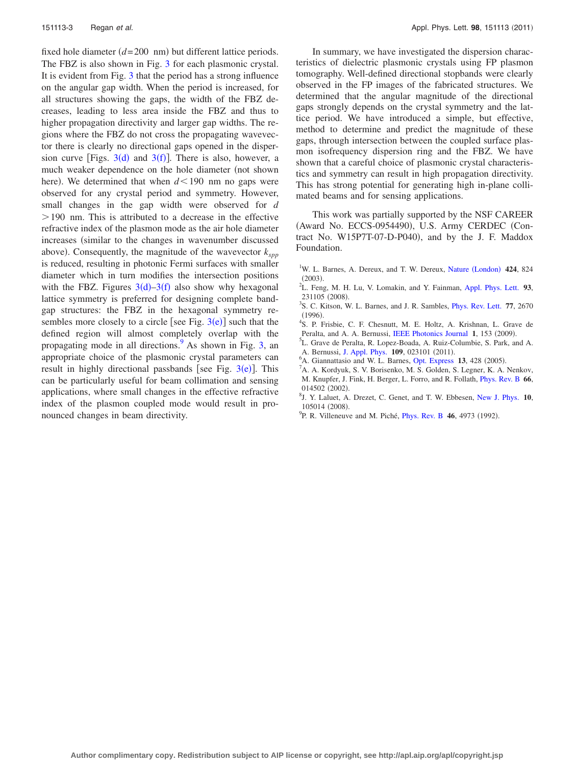fixed hole diameter ($d=200$ nm) but different lattice periods. The FBZ is also shown in Fig. 3 for each plasmonic crystal. It is evident from Fig. 3 that the period has a strong influence on the angular gap width. When the period is increased, for all structures showing the gaps, the width of the FBZ decreases, leading to less area inside the FBZ and thus to higher propagation directivity and larger gap widths. The regions where the FBZ do not cross the propagating wavevector there is clearly no directional gaps opened in the dispersion curve [Figs. 3(d) and 3(f)]. There is also, however, a much weaker dependence on the hole diameter (not shown here). We determined that when $d<190$ nm no gaps were observed for any crystal period and symmetry. However, small changes in the gap width were observed for $d>190$ nm. This is attributed to a decrease in the effective refractive index of the plasmon mode as the air hole diameter increases (similar to the changes in wavenumber discussed above). Consequently, the magnitude of the wavevector $k_{spp}$ is reduced, resulting in photonic Fermi surfaces with smaller diameter which in turn modifies the intersection positions with the FBZ. Figures 3(d)–3(f) also show why hexagonal lattice symmetry is preferred for designing complete bandgap structures: the FBZ in the hexagonal symmetry resembles more closely to a circle [see Fig. 3(e)] such that the defined region will almost completely overlap with the propagating mode in all directions.[9] As shown in Fig. 3, an appropriate choice of the plasmonic crystal parameters can result in highly directional passbands [see Fig. 3(e)]. This can be particularly useful for beam collimation and sensing applications, where small changes in the effective refractive index of the plasmon coupled mode would result in pronounced changes in beam directivity.

In summary, we have investigated the dispersion characteristics of dielectric plasmonic crystals using FP plasmon tomography. Well-defined directional stopbands were clearly observed in the FP images of the fabricated structures. We determined that the angular magnitude of the directional gaps strongly depends on the crystal symmetry and the lattice period. We have introduced a simple, but effective, method to determine and predict the magnitude of these gaps, through intersection between the coupled surface plasmon isofrequency dispersion ring and the FBZ. We have shown that a careful choice of plasmonic crystal characteristics and symmetry can result in high propagation directivity. This has strong potential for generating high in-plane collimated beams and for sensing applications.

This work was partially supported by the NSF CAREER (Award No. ECCS-0954490), U.S. Army CERDEC (Contract No. W15P7T-07-D-P040), and by the J. F. Maddox Foundation.

[1] W. L. Barnes, A. Dereux, and T. W. Dereux, Nature (London) **424**, 824 (2003).
[2] L. Feng, M. H. Lu, V. Lomakin, and Y. Fainman, Appl. Phys. Lett. **93**, 231105 (2008).
[3] S. C. Kitson, W. L. Barnes, and J. R. Sambles, Phys. Rev. Lett. **77**, 2670 (1996).
[4] S. P. Frisbie, C. F. Chesnutt, M. E. Holtz, A. Krishnan, L. Grave de Peralta, and A. A. Bernussi, IEEE Photonics Journal **1**, 153 (2009).
[5] L. Grave de Peralta, R. Lopez-Boada, A. Ruiz-Columbie, S. Park, and A. A. Bernussi, J. Appl. Phys. **109**, 023101 (2011).
[6] A. Giannattasio and W. L. Barnes, Opt. Express **13**, 428 (2005).
[7] A. A. Kordyuk, S. V. Borisenko, M. S. Golden, S. Legner, K. A. Nenkov, M. Knupfer, J. Fink, H. Berger, L. Forro, and R. Follath, Phys. Rev. B **66**, 014502 (2002).
[8] J. Y. Laluet, A. Drezet, C. Genet, and T. W. Ebbesen, New J. Phys. **10**, 105014 (2008).
[9] P. R. Villeneuve and M. Piché, Phys. Rev. B **46**, 4973 (1992).